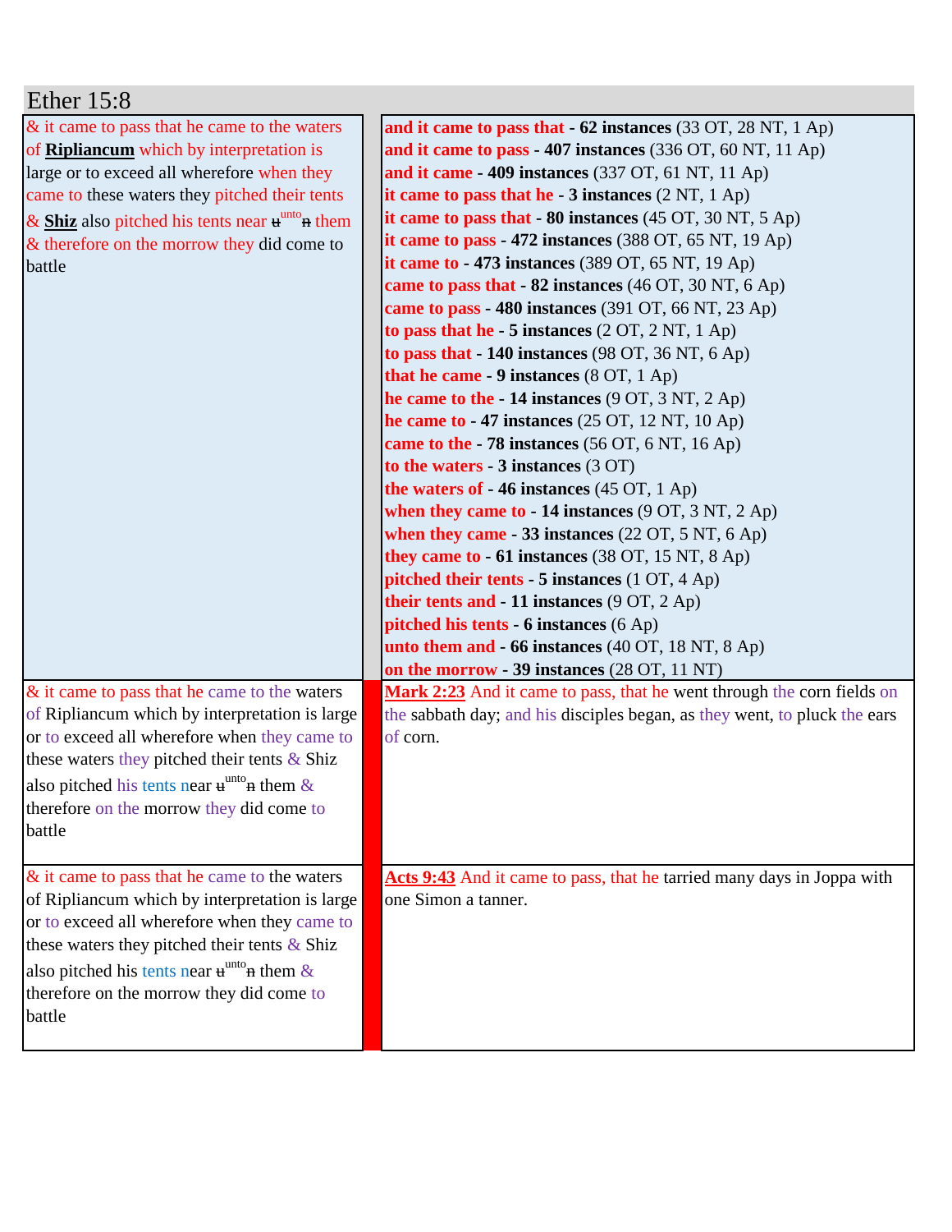## Ether 15:8

| & it came to pass that he came to the waters of **Ripliancum** which by interpretation is large or to exceed all wherefore when they came to these waters they pitched their tents & **Shiz** also pitched his tents near ~~u~~unto~~n~~ them & therefore on the morrow they did come to battle | **and it came to pass that - 62 instances** (33 OT, 28 NT, 1 Ap)<br>**and it came to pass - 407 instances** (336 OT, 60 NT, 11 Ap)<br>**and it came - 409 instances** (337 OT, 61 NT, 11 Ap)<br>**it came to pass that he - 3 instances** (2 NT, 1 Ap)<br>**it came to pass that - 80 instances** (45 OT, 30 NT, 5 Ap)<br>**it came to pass - 472 instances** (388 OT, 65 NT, 19 Ap)<br>**it came to - 473 instances** (389 OT, 65 NT, 19 Ap)<br>**came to pass that - 82 instances** (46 OT, 30 NT, 6 Ap)<br>**came to pass - 480 instances** (391 OT, 66 NT, 23 Ap)<br>**to pass that he - 5 instances** (2 OT, 2 NT, 1 Ap)<br>**to pass that - 140 instances** (98 OT, 36 NT, 6 Ap)<br>**that he came - 9 instances** (8 OT, 1 Ap)<br>**he came to the - 14 instances** (9 OT, 3 NT, 2 Ap)<br>**he came to - 47 instances** (25 OT, 12 NT, 10 Ap)<br>**came to the - 78 instances** (56 OT, 6 NT, 16 Ap)<br>**to the waters - 3 instances** (3 OT)<br>**the waters of - 46 instances** (45 OT, 1 Ap)<br>**when they came to - 14 instances** (9 OT, 3 NT, 2 Ap)<br>**when they came - 33 instances** (22 OT, 5 NT, 6 Ap)<br>**they came to - 61 instances** (38 OT, 15 NT, 8 Ap)<br>**pitched their tents - 5 instances** (1 OT, 4 Ap)<br>**their tents and - 11 instances** (9 OT, 2 Ap)<br>**pitched his tents - 6 instances** (6 Ap)<br>**unto them and - 66 instances** (40 OT, 18 NT, 8 Ap)<br>**on the morrow - 39 instances** (28 OT, 11 NT) |
|---|---|
| & it came to pass that he came to the waters of Ripliancum which by interpretation is large or to exceed all wherefore when they came to these waters they pitched their tents & Shiz also pitched his tents near ~~u~~unto~~n~~ them & therefore on the morrow they did come to battle | **Mark 2:23** And it came to pass, that he went through the corn fields on the sabbath day; and his disciples began, as they went, to pluck the ears of corn. |
| & it came to pass that he came to the waters of Ripliancum which by interpretation is large or to exceed all wherefore when they came to these waters they pitched their tents & Shiz also pitched his tents near ~~u~~unto~~n~~ them & therefore on the morrow they did come to battle | **Acts 9:43** And it came to pass, that he tarried many days in Joppa with one Simon a tanner. |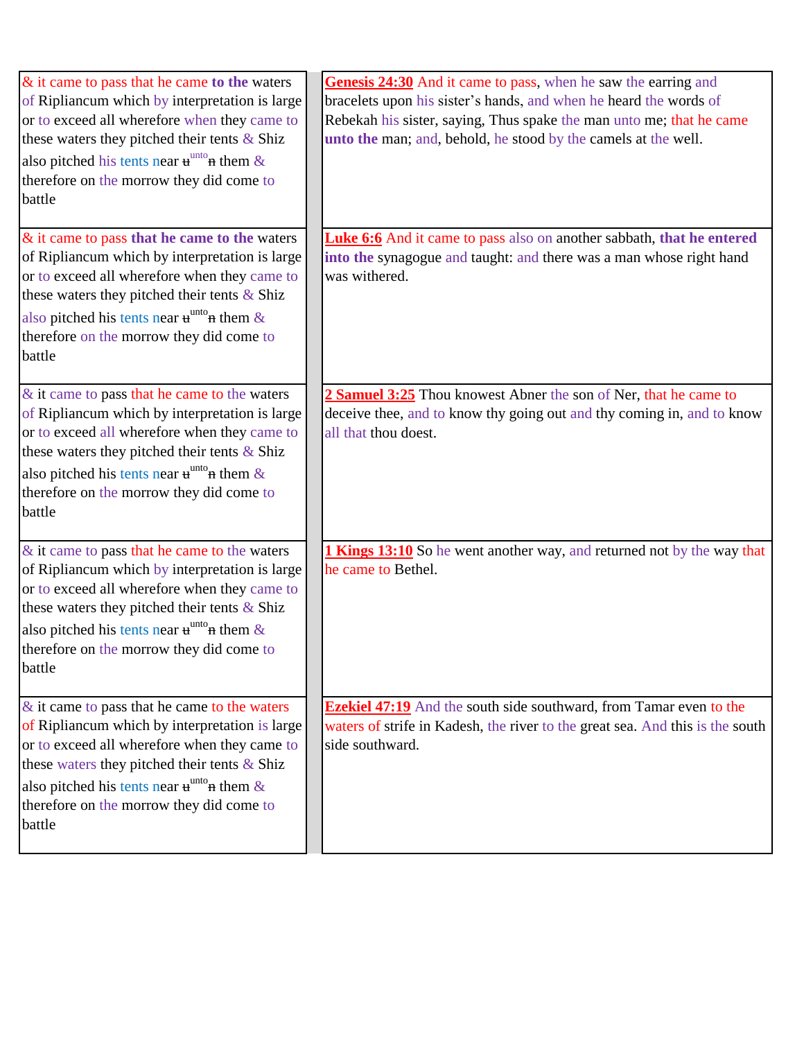| | |
|---|---|
| & it came to pass that he came **to the** waters of Ripliancum which by interpretation is large or to exceed all wherefore when they came to these waters they pitched their tents & Shiz also pitched his tents near ~~u~~unto~~n~~ them & therefore on the morrow they did come to battle | **Genesis 24:30** And it came to pass, when he saw the earring and bracelets upon his sister's hands, and when he heard the words of Rebekah his sister, saying, Thus spake the man unto me; that he came **unto the** man; and, behold, he stood by the camels at the well. |
| & it came to pass **that he came to the** waters of Ripliancum which by interpretation is large or to exceed all wherefore when they came to these waters they pitched their tents & Shiz also pitched his tents near ~~u~~unto~~n~~ them & therefore on the morrow they did come to battle | **Luke 6:6** And it came to pass also on another sabbath, **that he entered into the** synagogue and taught: and there was a man whose right hand was withered. |
| & it came to pass that he came to the waters of Ripliancum which by interpretation is large or to exceed all wherefore when they came to these waters they pitched their tents & Shiz also pitched his tents near ~~u~~unto~~n~~ them & therefore on the morrow they did come to battle | **2 Samuel 3:25** Thou knowest Abner the son of Ner, that he came to deceive thee, and to know thy going out and thy coming in, and to know all that thou doest. |
| & it came to pass that he came to the waters of Ripliancum which by interpretation is large or to exceed all wherefore when they came to these waters they pitched their tents & Shiz also pitched his tents near ~~u~~unto~~n~~ them & therefore on the morrow they did come to battle | **1 Kings 13:10** So he went another way, and returned not by the way that he came to Bethel. |
| & it came to pass that he came to the waters of Ripliancum which by interpretation is large or to exceed all wherefore when they came to these waters they pitched their tents & Shiz also pitched his tents near ~~u~~unto~~n~~ them & therefore on the morrow they did come to battle | **Ezekiel 47:19** And the south side southward, from Tamar even to the waters of strife in Kadesh, the river to the great sea. And this is the south side southward. |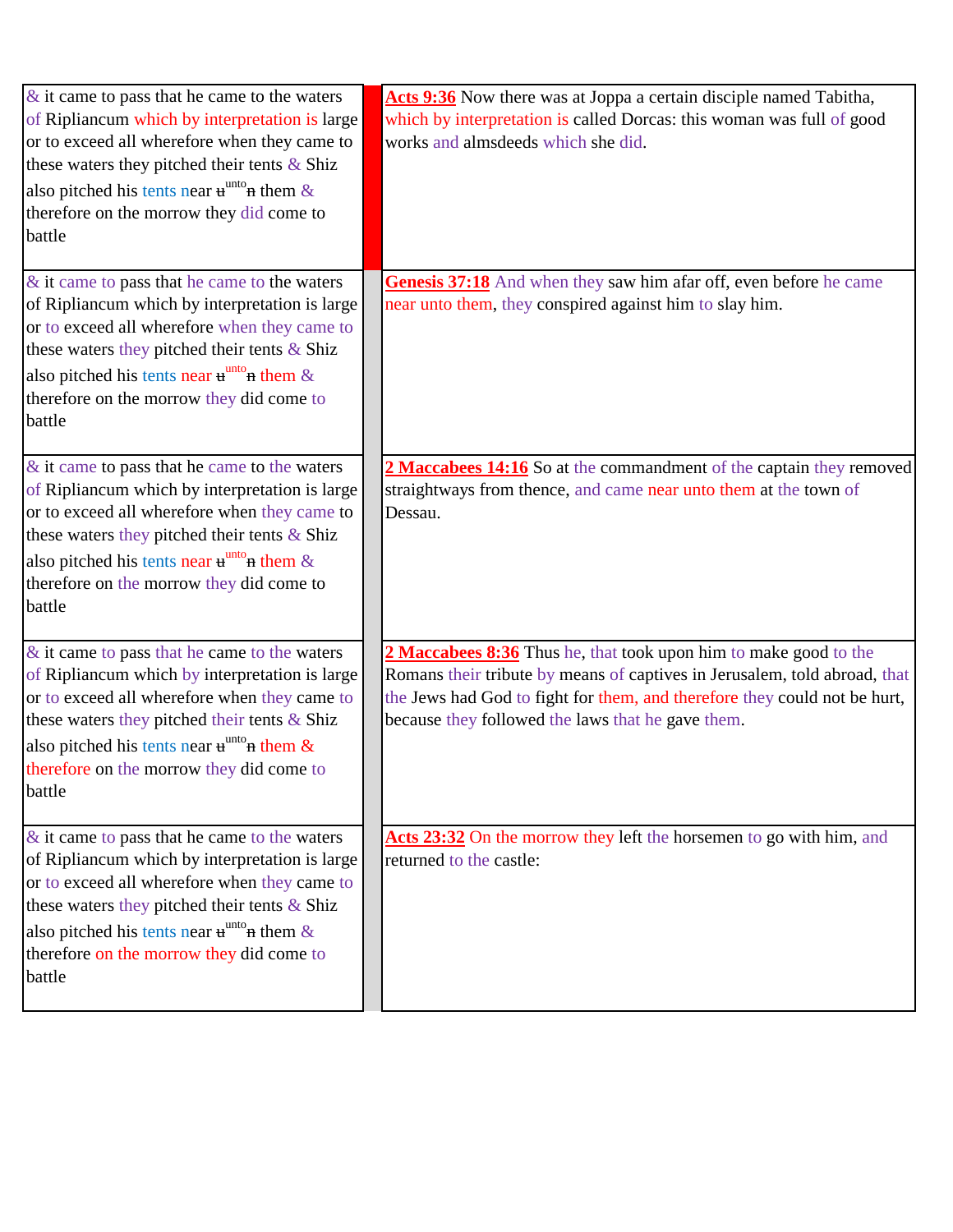| | |
|---|---|
| & it came to pass that he came to the waters of Ripliancum which by interpretation is large or to exceed all wherefore when they came to these waters they pitched their tents & Shiz also pitched his tents near ~~u~~ unto ~~n~~ them & therefore on the morrow they did come to battle | **Acts 9:36** Now there was at Joppa a certain disciple named Tabitha, which by interpretation is called Dorcas: this woman was full of good works and almsdeeds which she did. |
| & it came to pass that he came to the waters of Ripliancum which by interpretation is large or to exceed all wherefore when they came to these waters they pitched their tents & Shiz also pitched his tents near ~~u~~ unto ~~n~~ them & therefore on the morrow they did come to battle | **Genesis 37:18** And when they saw him afar off, even before he came near unto them, they conspired against him to slay him. |
| & it came to pass that he came to the waters of Ripliancum which by interpretation is large or to exceed all wherefore when they came to these waters they pitched their tents & Shiz also pitched his tents near ~~u~~ unto ~~n~~ them & therefore on the morrow they did come to battle | **2 Maccabees 14:16** So at the commandment of the captain they removed straightways from thence, and came near unto them at the town of Dessau. |
| & it came to pass that he came to the waters of Ripliancum which by interpretation is large or to exceed all wherefore when they came to these waters they pitched their tents & Shiz also pitched his tents near ~~u~~ unto ~~n~~ them & therefore on the morrow they did come to battle | **2 Maccabees 8:36** Thus he, that took upon him to make good to the Romans their tribute by means of captives in Jerusalem, told abroad, that the Jews had God to fight for them, and therefore they could not be hurt, because they followed the laws that he gave them. |
| & it came to pass that he came to the waters of Ripliancum which by interpretation is large or to exceed all wherefore when they came to these waters they pitched their tents & Shiz also pitched his tents near ~~u~~ unto ~~n~~ them & therefore on the morrow they did come to battle | **Acts 23:32** On the morrow they left the horsemen to go with him, and returned to the castle: |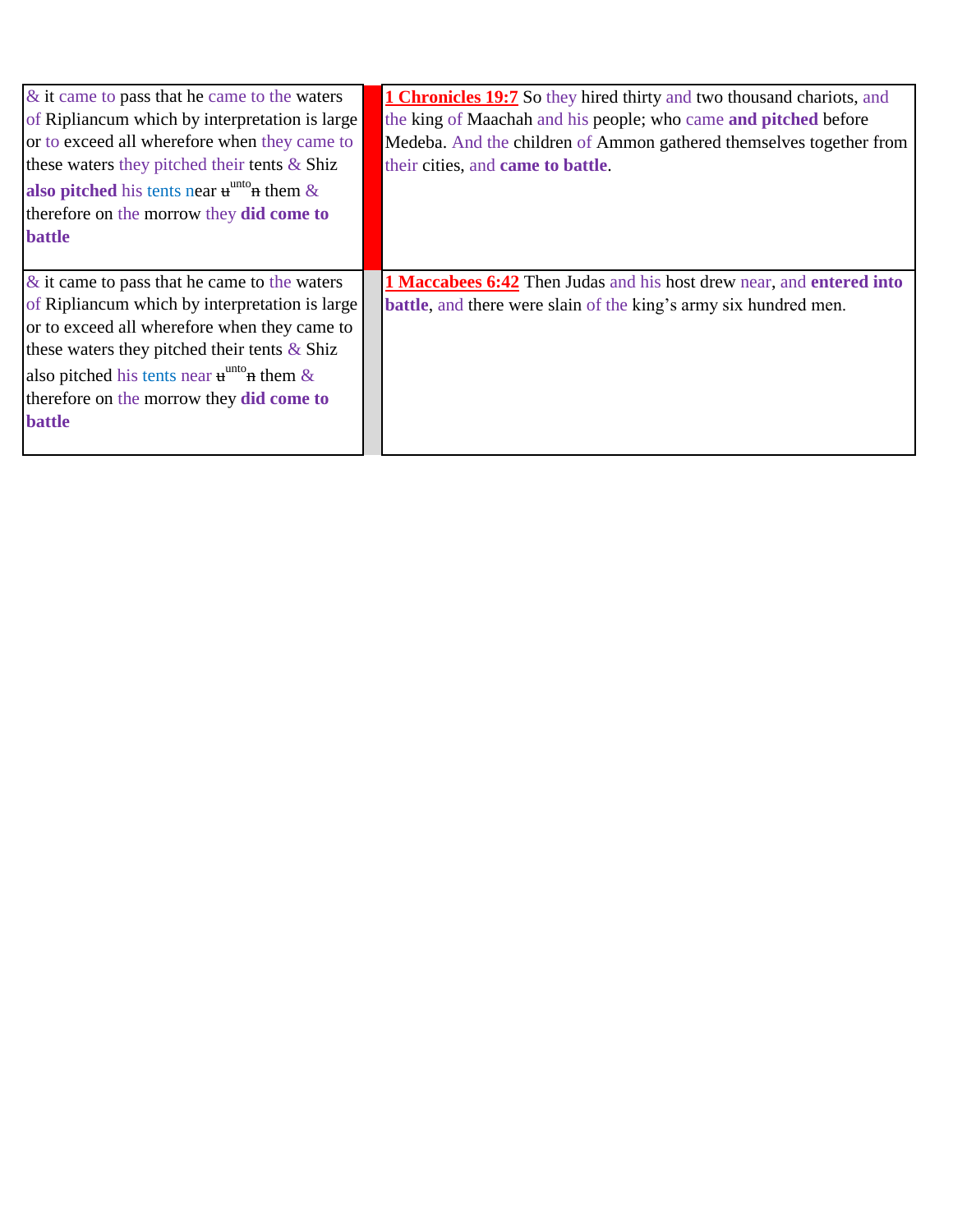| | | |
|---|---|---|
| & it came to pass that he came to the waters of Ripliancum which by interpretation is large or to exceed all wherefore when they came to these waters they pitched their tents & Shiz **also pitched** his tents near ~~u~~unto~~n~~ them & therefore on the morrow they **did come to battle** | | **1 Chronicles 19:7** So they hired thirty and two thousand chariots, and the king of Maachah and his people; who came **and pitched** before Medeba. And the children of Ammon gathered themselves together from their cities, and **came to battle**. |
| & it came to pass that he came to the waters of Ripliancum which by interpretation is large or to exceed all wherefore when they came to these waters they pitched their tents & Shiz also pitched his tents near ~~u~~unto~~n~~ them & therefore on the morrow they **did come to battle** | | **1 Maccabees 6:42** Then Judas and his host drew near, and **entered into battle**, and there were slain of the king's army six hundred men. |